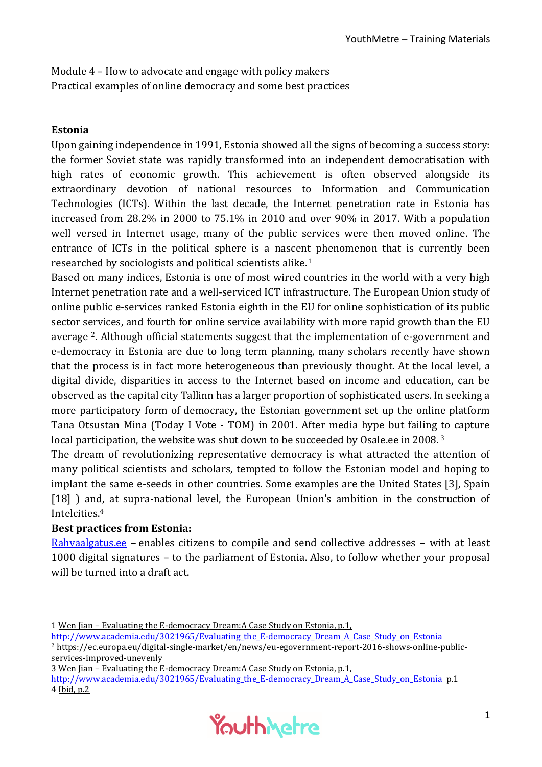Module 4 – How to advocate and engage with policy makers
Practical examples of online democracy and some best practices

**Estonia**

Upon gaining independence in 1991, Estonia showed all the signs of becoming a success story: the former Soviet state was rapidly transformed into an independent democratisation with high rates of economic growth. This achievement is often observed alongside its extraordinary devotion of national resources to Information and Communication Technologies (ICTs). Within the last decade, the Internet penetration rate in Estonia has increased from 28.2% in 2000 to 75.1% in 2010 and over 90% in 2017. With a population well versed in Internet usage, many of the public services were then moved online. The entrance of ICTs in the political sphere is a nascent phenomenon that is currently been researched by sociologists and political scientists alike. [1]

Based on many indices, Estonia is one of most wired countries in the world with a very high Internet penetration rate and a well-serviced ICT infrastructure. The European Union study of online public e-services ranked Estonia eighth in the EU for online sophistication of its public sector services, and fourth for online service availability with more rapid growth than the EU average [2]. Although official statements suggest that the implementation of e-government and e-democracy in Estonia are due to long term planning, many scholars recently have shown that the process is in fact more heterogeneous than previously thought. At the local level, a digital divide, disparities in access to the Internet based on income and education, can be observed as the capital city Tallinn has a larger proportion of sophisticated users. In seeking a more participatory form of democracy, the Estonian government set up the online platform Tana Otsustan Mina (Today I Vote - TOM) in 2001. After media hype but failing to capture local participation, the website was shut down to be succeeded by Osale.ee in 2008. [3]

The dream of revolutionizing representative democracy is what attracted the attention of many political scientists and scholars, tempted to follow the Estonian model and hoping to implant the same e-seeds in other countries. Some examples are the United States [3], Spain [18] ) and, at supra-national level, the European Union's ambition in the construction of Intelcities.[4]

**Best practices from Estonia:**

Rahvaalgatus.ee – enables citizens to compile and send collective addresses – with at least 1000 digital signatures – to the parliament of Estonia. Also, to follow whether your proposal will be turned into a draft act.

---

1 Wen Jian – Evaluating the E-democracy Dream:A Case Study on Estonia, p.1, http://www.academia.edu/3021965/Evaluating_the_E-democracy_Dream_A_Case_Study_on_Estonia

2 https://ec.europa.eu/digital-single-market/en/news/eu-egovernment-report-2016-shows-online-public-services-improved-unevenly

3 Wen Jian – Evaluating the E-democracy Dream:A Case Study on Estonia, p.1, http://www.academia.edu/3021965/Evaluating_the_E-democracy_Dream_A_Case_Study_on_Estonia p.1

4 Ibid, p.2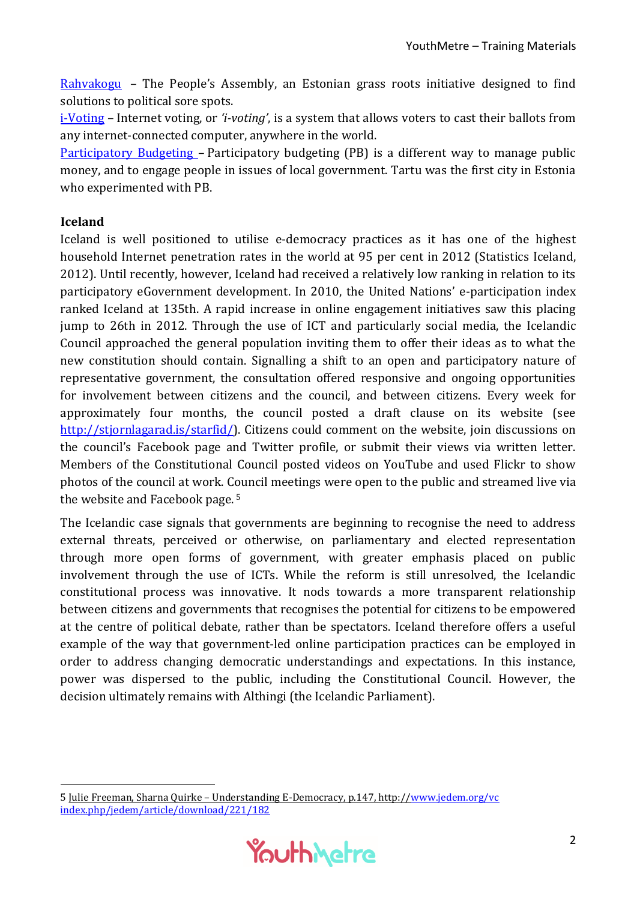[Rahvakogu](#) – The People's Assembly, an Estonian grass roots initiative designed to find solutions to political sore spots.

[i-Voting](#) – Internet voting, or *'i-voting'*, is a system that allows voters to cast their ballots from any internet-connected computer, anywhere in the world.

[Participatory Budgeting](#) – Participatory budgeting (PB) is a different way to manage public money, and to engage people in issues of local government. Tartu was the first city in Estonia who experimented with PB.

**Iceland**

Iceland is well positioned to utilise e-democracy practices as it has one of the highest household Internet penetration rates in the world at 95 per cent in 2012 (Statistics Iceland, 2012). Until recently, however, Iceland had received a relatively low ranking in relation to its participatory eGovernment development. In 2010, the United Nations' e-participation index ranked Iceland at 135th. A rapid increase in online engagement initiatives saw this placing jump to 26th in 2012. Through the use of ICT and particularly social media, the Icelandic Council approached the general population inviting them to offer their ideas as to what the new constitution should contain. Signalling a shift to an open and participatory nature of representative government, the consultation offered responsive and ongoing opportunities for involvement between citizens and the council, and between citizens. Every week for approximately four months, the council posted a draft clause on its website (see http://stjornlagarad.is/starfid/). Citizens could comment on the website, join discussions on the council's Facebook page and Twitter profile, or submit their views via written letter. Members of the Constitutional Council posted videos on YouTube and used Flickr to show photos of the council at work. Council meetings were open to the public and streamed live via the website and Facebook page. [5]

The Icelandic case signals that governments are beginning to recognise the need to address external threats, perceived or otherwise, on parliamentary and elected representation through more open forms of government, with greater emphasis placed on public involvement through the use of ICTs. While the reform is still unresolved, the Icelandic constitutional process was innovative. It nods towards a more transparent relationship between citizens and governments that recognises the potential for citizens to be empowered at the centre of political debate, rather than be spectators. Iceland therefore offers a useful example of the way that government-led online participation practices can be employed in order to address changing democratic understandings and expectations. In this instance, power was dispersed to the public, including the Constitutional Council. However, the decision ultimately remains with Althingi (the Icelandic Parliament).

---

5 Julie Freeman, Sharna Quirke – Understanding E-Democracy, p.147, http://www.jedem.org/vc index.php/jedem/article/download/221/182